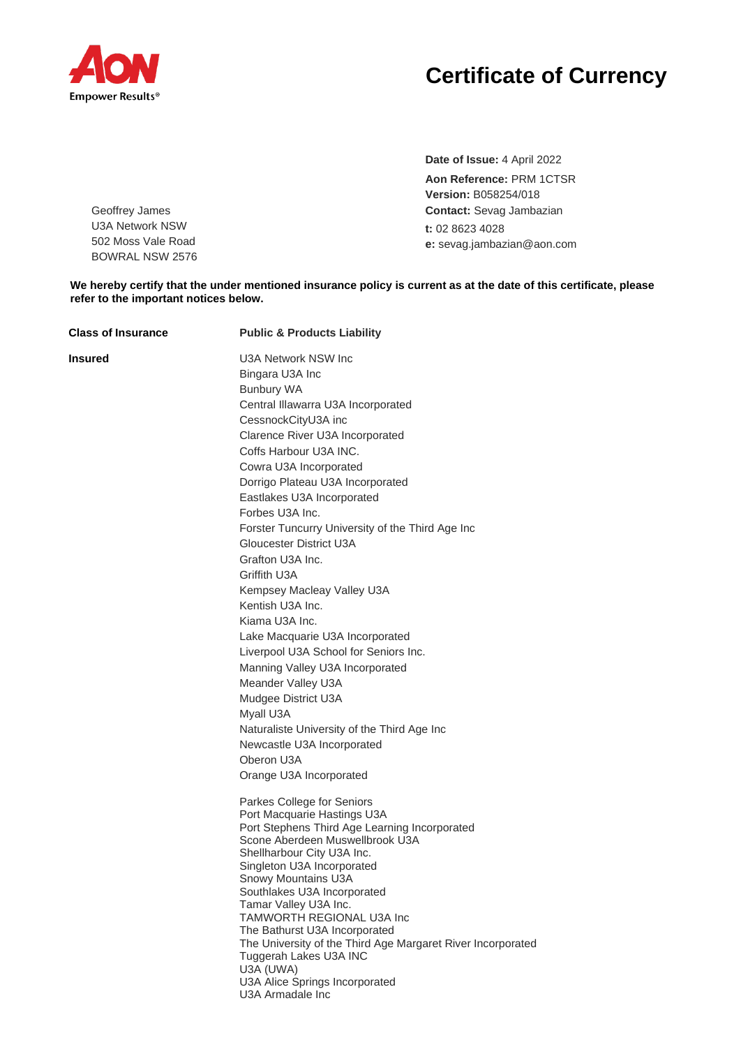Aon
Empower Results®

# Certificate of Currency

**Date of Issue:** 4 April 2022
**Aon Reference:** PRM 1CTSR
**Version:** B058254/018
**Contact:** Sevag Jambazian
**t:** 02 8623 4028
**e:** sevag.jambazian@aon.com

Geoffrey James
U3A Network NSW
502 Moss Vale Road
BOWRAL NSW 2576

**We hereby certify that the under mentioned insurance policy is current as at the date of this certificate, please refer to the important notices below.**

**Class of Insurance** — **Public & Products Liability**

**Insured**

U3A Network NSW Inc
Bingara U3A Inc
Bunbury WA
Central Illawarra U3A Incorporated
CessnockCityU3A inc
Clarence River U3A Incorporated
Coffs Harbour U3A INC.
Cowra U3A Incorporated
Dorrigo Plateau U3A Incorporated
Eastlakes U3A Incorporated
Forbes U3A Inc.
Forster Tuncurry University of the Third Age Inc
Gloucester District U3A
Grafton U3A Inc.
Griffith U3A
Kempsey Macleay Valley U3A
Kentish U3A Inc.
Kiama U3A Inc.
Lake Macquarie U3A Incorporated
Liverpool U3A School for Seniors Inc.
Manning Valley U3A Incorporated
Meander Valley U3A
Mudgee District U3A
Myall U3A
Naturaliste University of the Third Age Inc
Newcastle U3A Incorporated
Oberon U3A
Orange U3A Incorporated

Parkes College for Seniors
Port Macquarie Hastings U3A
Port Stephens Third Age Learning Incorporated
Scone Aberdeen Muswellbrook U3A
Shellharbour City U3A Inc.
Singleton U3A Incorporated
Snowy Mountains U3A
Southlakes U3A Incorporated
Tamar Valley U3A Inc.
TAMWORTH REGIONAL U3A Inc
The Bathurst U3A Incorporated
The University of the Third Age Margaret River Incorporated
Tuggerah Lakes U3A INC
U3A (UWA)
U3A Alice Springs Incorporated
U3A Armadale Inc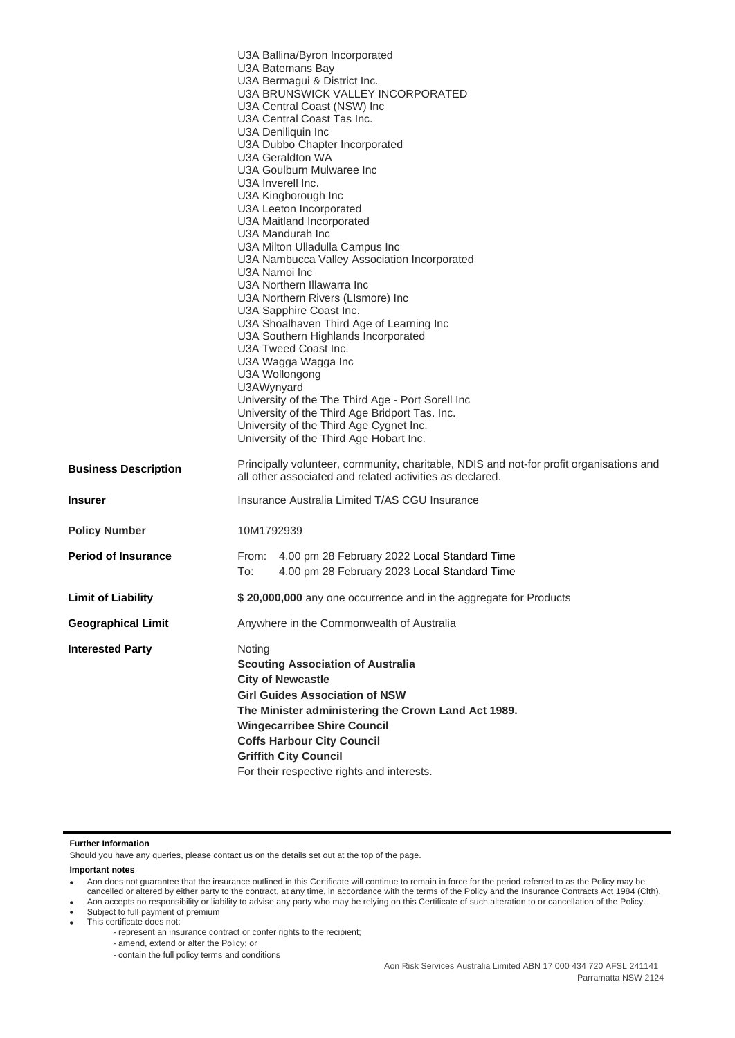U3A Ballina/Byron Incorporated
U3A Batemans Bay
U3A Bermagui & District Inc.
U3A BRUNSWICK VALLEY INCORPORATED
U3A Central Coast (NSW) Inc
U3A Central Coast Tas Inc.
U3A Deniliquin Inc
U3A Dubbo Chapter Incorporated
U3A Geraldton WA
U3A Goulburn Mulwaree Inc
U3A Inverell Inc.
U3A Kingborough Inc
U3A Leeton Incorporated
U3A Maitland Incorporated
U3A Mandurah Inc
U3A Milton Ulladulla Campus Inc
U3A Nambucca Valley Association Incorporated
U3A Namoi Inc
U3A Northern Illawarra Inc
U3A Northern Rivers (LIsmore) Inc
U3A Sapphire Coast Inc.
U3A Shoalhaven Third Age of Learning Inc
U3A Southern Highlands Incorporated
U3A Tweed Coast Inc.
U3A Wagga Wagga Inc
U3A Wollongong
U3AWynyard
University of the The Third Age - Port Sorell Inc
University of the Third Age Bridport Tas. Inc.
University of the Third Age Cygnet Inc.
University of the Third Age Hobart Inc.

| | |
|---|---|
| **Business Description** | Principally volunteer, community, charitable, NDIS and not-for profit organisations and all other associated and related activities as declared. |
| **Insurer** | Insurance Australia Limited T/AS CGU Insurance |
| **Policy Number** | 10M1792939 |
| **Period of Insurance** | From: 4.00 pm 28 February 2022 Local Standard Time<br>To: 4.00 pm 28 February 2023 Local Standard Time |
| **Limit of Liability** | **$ 20,000,000** any one occurrence and in the aggregate for Products |
| **Geographical Limit** | Anywhere in the Commonwealth of Australia |
| **Interested Party** | Noting<br>**Scouting Association of Australia**<br>**City of Newcastle**<br>**Girl Guides Association of NSW**<br>**The Minister administering the Crown Land Act 1989.**<br>**Wingecarribee Shire Council**<br>**Coffs Harbour City Council**<br>**Griffith City Council**<br>For their respective rights and interests. |

**Further Information**

Should you have any queries, please contact us on the details set out at the top of the page.

**Important notes**

- Aon does not guarantee that the insurance outlined in this Certificate will continue to remain in force for the period referred to as the Policy may be cancelled or altered by either party to the contract, at any time, in accordance with the terms of the Policy and the Insurance Contracts Act 1984 (Clth).
- Aon accepts no responsibility or liability to advise any party who may be relying on this Certificate of such alteration to or cancellation of the Policy.
- Subject to full payment of premium
- This certificate does not:
  - represent an insurance contract or confer rights to the recipient;
  - amend, extend or alter the Policy; or
  - contain the full policy terms and conditions

Aon Risk Services Australia Limited ABN 17 000 434 720 AFSL 241141
Parramatta NSW 2124